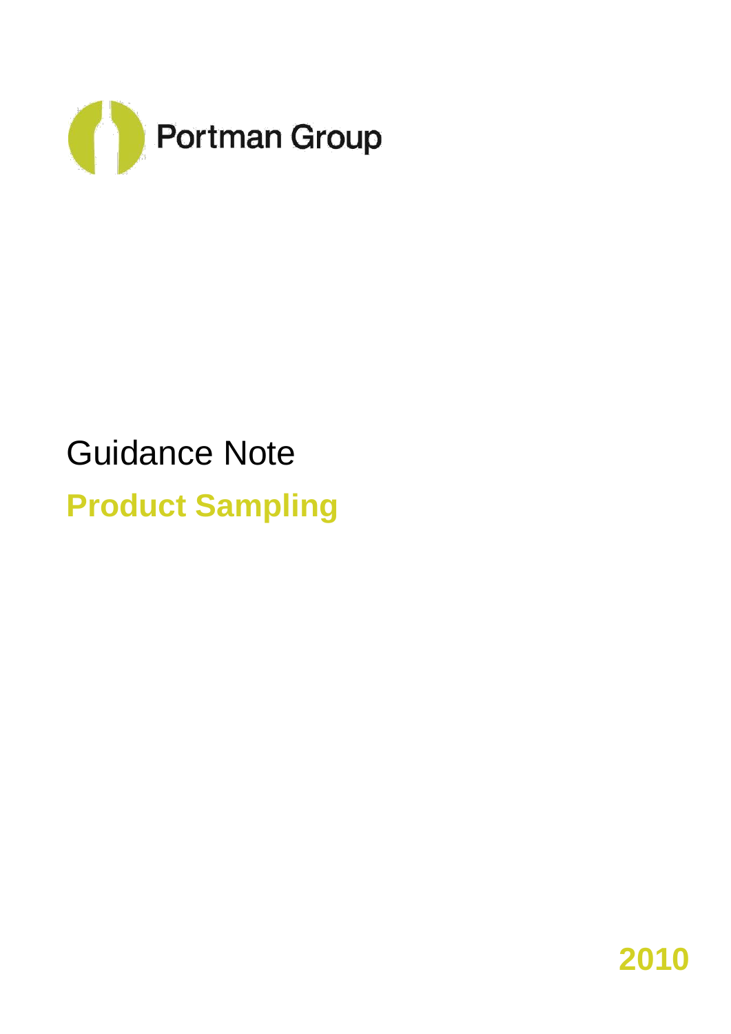Portman Group

# Guidance Note

## Product Sampling

2010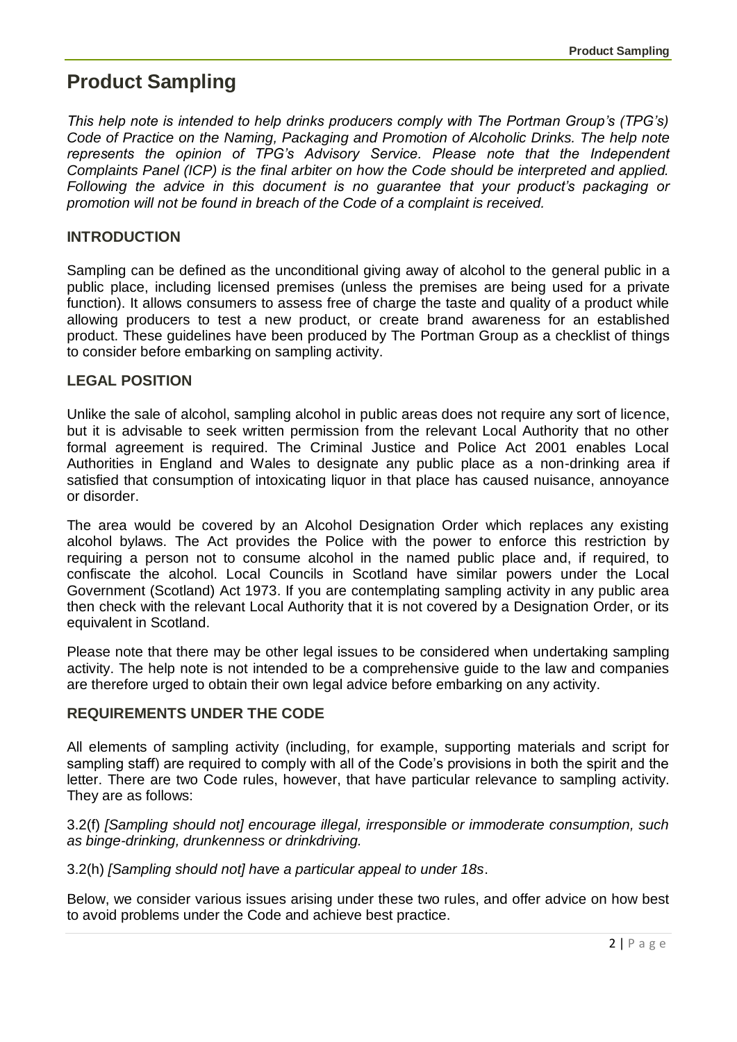# Product Sampling

*This help note is intended to help drinks producers comply with The Portman Group's (TPG's) Code of Practice on the Naming, Packaging and Promotion of Alcoholic Drinks. The help note represents the opinion of TPG's Advisory Service. Please note that the Independent Complaints Panel (ICP) is the final arbiter on how the Code should be interpreted and applied. Following the advice in this document is no guarantee that your product's packaging or promotion will not be found in breach of the Code of a complaint is received.*

## INTRODUCTION

Sampling can be defined as the unconditional giving away of alcohol to the general public in a public place, including licensed premises (unless the premises are being used for a private function). It allows consumers to assess free of charge the taste and quality of a product while allowing producers to test a new product, or create brand awareness for an established product. These guidelines have been produced by The Portman Group as a checklist of things to consider before embarking on sampling activity.

## LEGAL POSITION

Unlike the sale of alcohol, sampling alcohol in public areas does not require any sort of licence, but it is advisable to seek written permission from the relevant Local Authority that no other formal agreement is required. The Criminal Justice and Police Act 2001 enables Local Authorities in England and Wales to designate any public place as a non-drinking area if satisfied that consumption of intoxicating liquor in that place has caused nuisance, annoyance or disorder.

The area would be covered by an Alcohol Designation Order which replaces any existing alcohol bylaws. The Act provides the Police with the power to enforce this restriction by requiring a person not to consume alcohol in the named public place and, if required, to confiscate the alcohol. Local Councils in Scotland have similar powers under the Local Government (Scotland) Act 1973. If you are contemplating sampling activity in any public area then check with the relevant Local Authority that it is not covered by a Designation Order, or its equivalent in Scotland.

Please note that there may be other legal issues to be considered when undertaking sampling activity. The help note is not intended to be a comprehensive guide to the law and companies are therefore urged to obtain their own legal advice before embarking on any activity.

## REQUIREMENTS UNDER THE CODE

All elements of sampling activity (including, for example, supporting materials and script for sampling staff) are required to comply with all of the Code's provisions in both the spirit and the letter. There are two Code rules, however, that have particular relevance to sampling activity. They are as follows:

3.2(f) *[Sampling should not] encourage illegal, irresponsible or immoderate consumption, such as binge-drinking, drunkenness or drinkdriving.*

3.2(h) *[Sampling should not] have a particular appeal to under 18s*.

Below, we consider various issues arising under these two rules, and offer advice on how best to avoid problems under the Code and achieve best practice.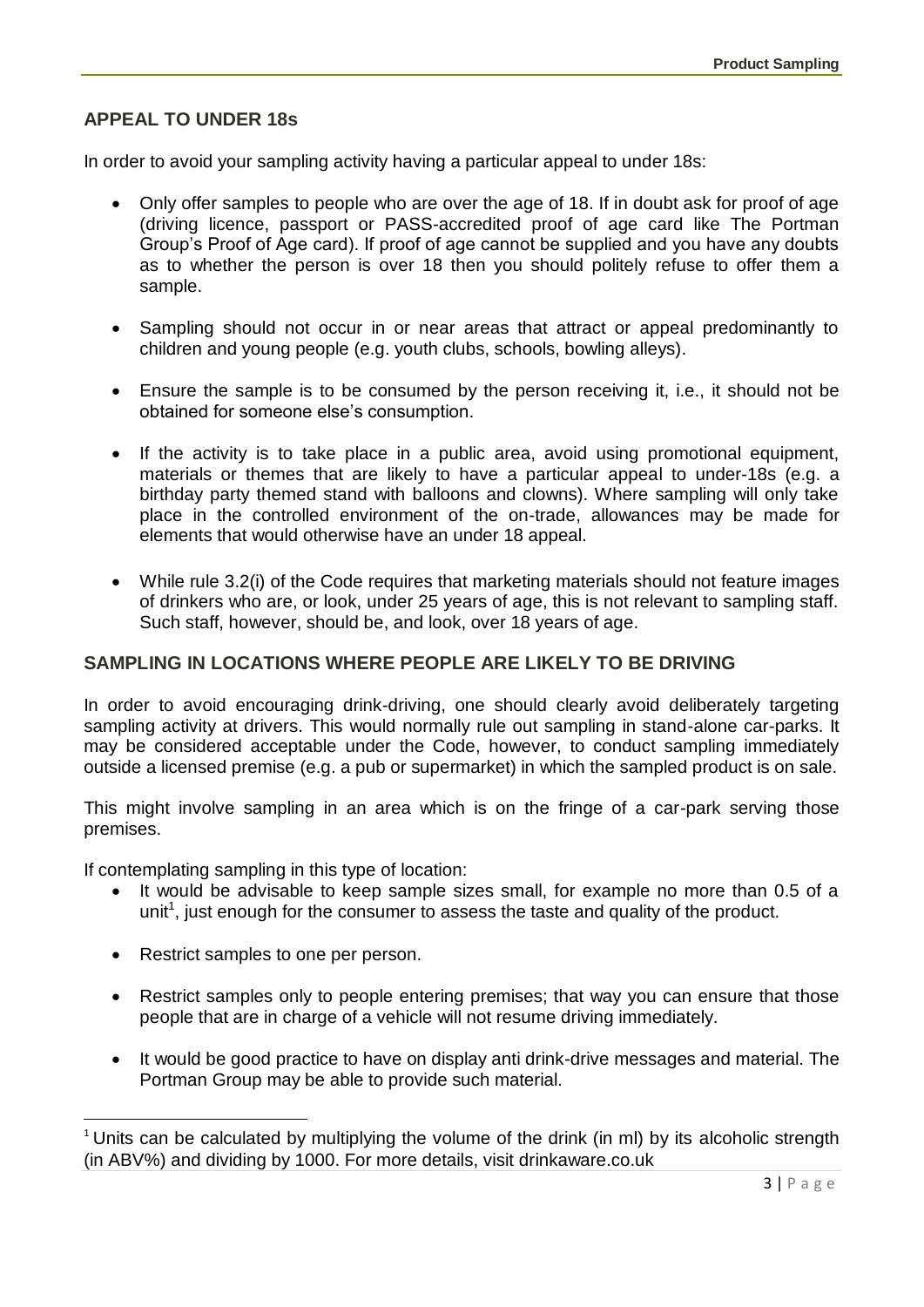## APPEAL TO UNDER 18s

In order to avoid your sampling activity having a particular appeal to under 18s:

- Only offer samples to people who are over the age of 18. If in doubt ask for proof of age (driving licence, passport or PASS-accredited proof of age card like The Portman Group's Proof of Age card). If proof of age cannot be supplied and you have any doubts as to whether the person is over 18 then you should politely refuse to offer them a sample.
- Sampling should not occur in or near areas that attract or appeal predominantly to children and young people (e.g. youth clubs, schools, bowling alleys).
- Ensure the sample is to be consumed by the person receiving it, i.e., it should not be obtained for someone else's consumption.
- If the activity is to take place in a public area, avoid using promotional equipment, materials or themes that are likely to have a particular appeal to under-18s (e.g. a birthday party themed stand with balloons and clowns). Where sampling will only take place in the controlled environment of the on-trade, allowances may be made for elements that would otherwise have an under 18 appeal.
- While rule 3.2(i) of the Code requires that marketing materials should not feature images of drinkers who are, or look, under 25 years of age, this is not relevant to sampling staff. Such staff, however, should be, and look, over 18 years of age.

## SAMPLING IN LOCATIONS WHERE PEOPLE ARE LIKELY TO BE DRIVING

In order to avoid encouraging drink-driving, one should clearly avoid deliberately targeting sampling activity at drivers. This would normally rule out sampling in stand-alone car-parks. It may be considered acceptable under the Code, however, to conduct sampling immediately outside a licensed premise (e.g. a pub or supermarket) in which the sampled product is on sale.

This might involve sampling in an area which is on the fringe of a car-park serving those premises.

If contemplating sampling in this type of location:

- It would be advisable to keep sample sizes small, for example no more than 0.5 of a unit[1], just enough for the consumer to assess the taste and quality of the product.
- Restrict samples to one per person.
- Restrict samples only to people entering premises; that way you can ensure that those people that are in charge of a vehicle will not resume driving immediately.
- It would be good practice to have on display anti drink-drive messages and material. The Portman Group may be able to provide such material.

---

[1] Units can be calculated by multiplying the volume of the drink (in ml) by its alcoholic strength (in ABV%) and dividing by 1000. For more details, visit drinkaware.co.uk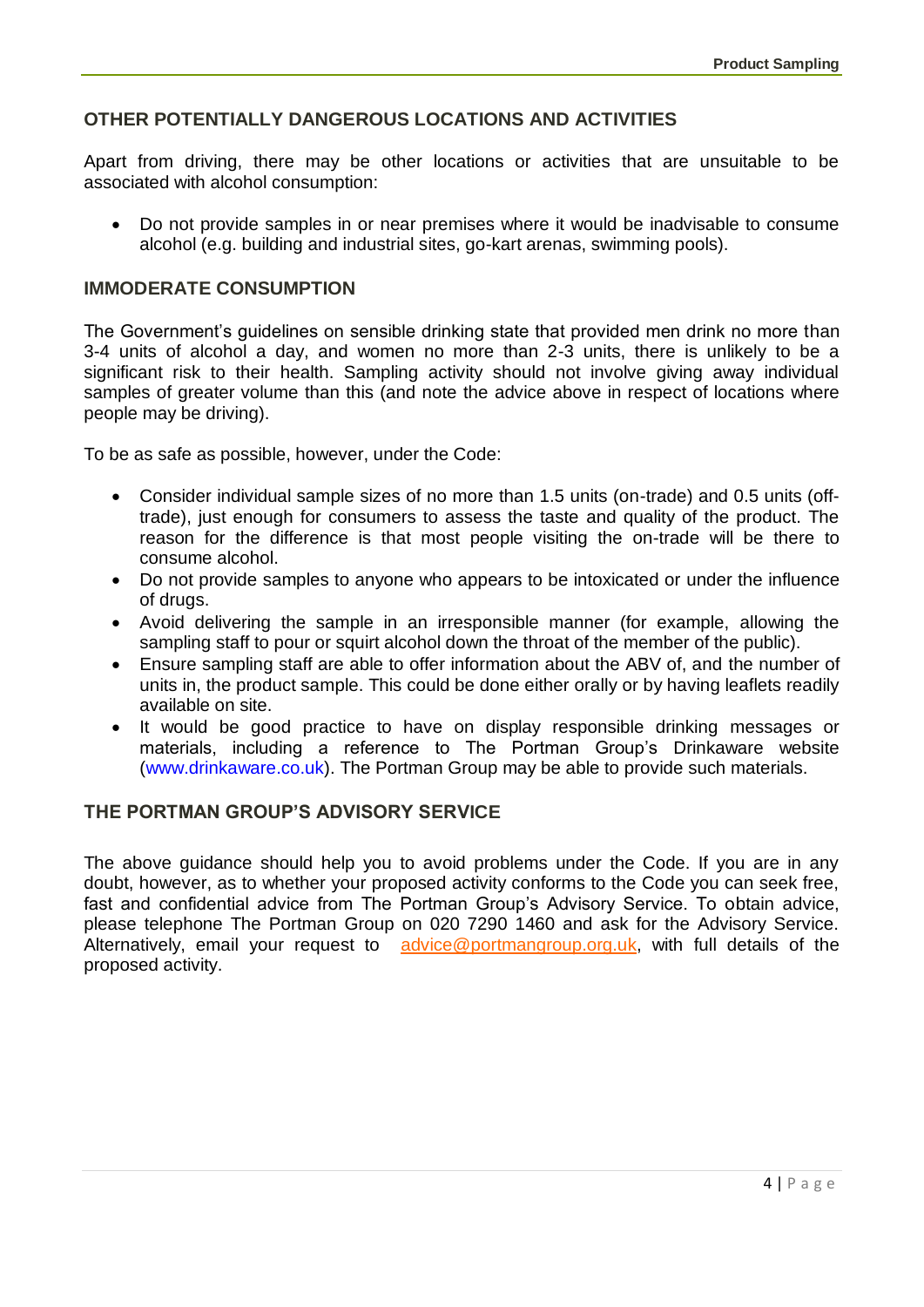## OTHER POTENTIALLY DANGEROUS LOCATIONS AND ACTIVITIES

Apart from driving, there may be other locations or activities that are unsuitable to be associated with alcohol consumption:

- Do not provide samples in or near premises where it would be inadvisable to consume alcohol (e.g. building and industrial sites, go-kart arenas, swimming pools).

## IMMODERATE CONSUMPTION

The Government's guidelines on sensible drinking state that provided men drink no more than 3-4 units of alcohol a day, and women no more than 2-3 units, there is unlikely to be a significant risk to their health. Sampling activity should not involve giving away individual samples of greater volume than this (and note the advice above in respect of locations where people may be driving).

To be as safe as possible, however, under the Code:

- Consider individual sample sizes of no more than 1.5 units (on-trade) and 0.5 units (off-trade), just enough for consumers to assess the taste and quality of the product. The reason for the difference is that most people visiting the on-trade will be there to consume alcohol.
- Do not provide samples to anyone who appears to be intoxicated or under the influence of drugs.
- Avoid delivering the sample in an irresponsible manner (for example, allowing the sampling staff to pour or squirt alcohol down the throat of the member of the public).
- Ensure sampling staff are able to offer information about the ABV of, and the number of units in, the product sample. This could be done either orally or by having leaflets readily available on site.
- It would be good practice to have on display responsible drinking messages or materials, including a reference to The Portman Group's Drinkaware website (www.drinkaware.co.uk). The Portman Group may be able to provide such materials.

## THE PORTMAN GROUP'S ADVISORY SERVICE

The above guidance should help you to avoid problems under the Code. If you are in any doubt, however, as to whether your proposed activity conforms to the Code you can seek free, fast and confidential advice from The Portman Group's Advisory Service. To obtain advice, please telephone The Portman Group on 020 7290 1460 and ask for the Advisory Service. Alternatively, email your request to advice@portmangroup.org.uk, with full details of the proposed activity.